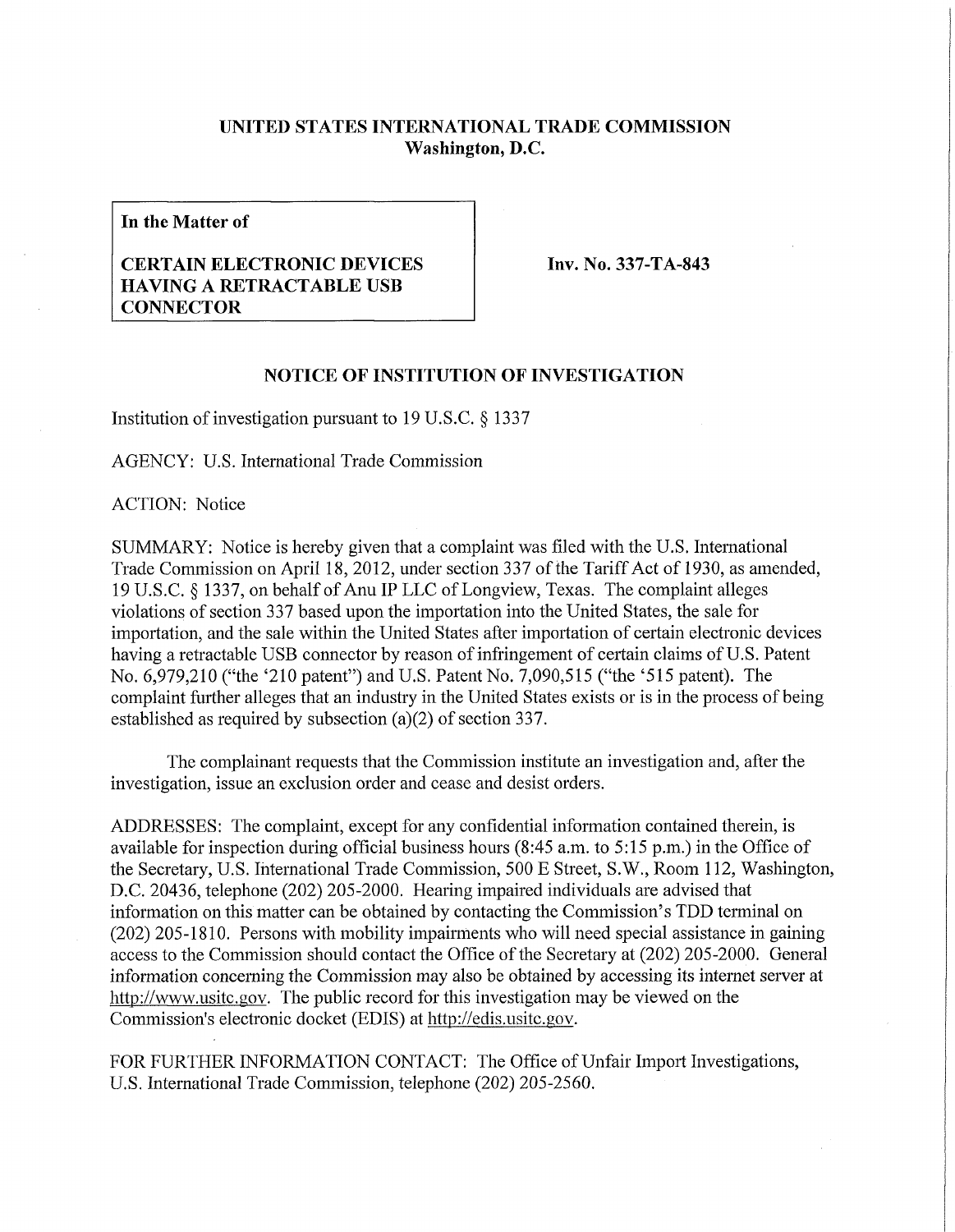**UNITED STATES INTERNATIONAL TRADE COMMISSION**
**Washington, D.C.**

**In the Matter of**

**CERTAIN ELECTRONIC DEVICES HAVING A RETRACTABLE USB CONNECTOR**

**Inv. No. 337-TA-843**

## NOTICE OF INSTITUTION OF INVESTIGATION

Institution of investigation pursuant to 19 U.S.C. § 1337

AGENCY: U.S. International Trade Commission

ACTION: Notice

SUMMARY: Notice is hereby given that a complaint was filed with the U.S. International Trade Commission on April 18, 2012, under section 337 of the Tariff Act of 1930, as amended, 19 U.S.C. § 1337, on behalf of Anu IP LLC of Longview, Texas. The complaint alleges violations of section 337 based upon the importation into the United States, the sale for importation, and the sale within the United States after importation of certain electronic devices having a retractable USB connector by reason of infringement of certain claims of U.S. Patent No. 6,979,210 ("the '210 patent") and U.S. Patent No. 7,090,515 ("the '515 patent). The complaint further alleges that an industry in the United States exists or is in the process of being established as required by subsection (a)(2) of section 337.

The complainant requests that the Commission institute an investigation and, after the investigation, issue an exclusion order and cease and desist orders.

ADDRESSES: The complaint, except for any confidential information contained therein, is available for inspection during official business hours (8:45 a.m. to 5:15 p.m.) in the Office of the Secretary, U.S. International Trade Commission, 500 E Street, S.W., Room 112, Washington, D.C. 20436, telephone (202) 205-2000. Hearing impaired individuals are advised that information on this matter can be obtained by contacting the Commission's TDD terminal on (202) 205-1810. Persons with mobility impairments who will need special assistance in gaining access to the Commission should contact the Office of the Secretary at (202) 205-2000. General information concerning the Commission may also be obtained by accessing its internet server at http://www.usitc.gov. The public record for this investigation may be viewed on the Commission's electronic docket (EDIS) at http://edis.usitc.gov.

FOR FURTHER INFORMATION CONTACT: The Office of Unfair Import Investigations, U.S. International Trade Commission, telephone (202) 205-2560.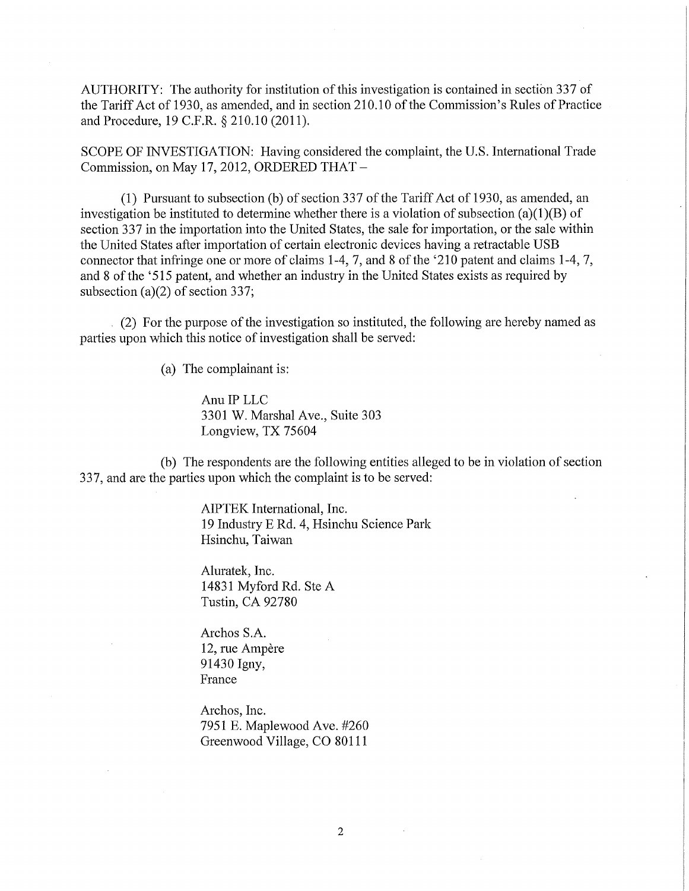AUTHORITY: The authority for institution of this investigation is contained in section 337 of the Tariff Act of 1930, as amended, and in section 210.10 of the Commission's Rules of Practice and Procedure, 19 C.F.R. § 210.10 (2011).

SCOPE OF INVESTIGATION: Having considered the complaint, the U.S. International Trade Commission, on May 17, 2012, ORDERED THAT –

(1) Pursuant to subsection (b) of section 337 of the Tariff Act of 1930, as amended, an investigation be instituted to determine whether there is a violation of subsection (a)(1)(B) of section 337 in the importation into the United States, the sale for importation, or the sale within the United States after importation of certain electronic devices having a retractable USB connector that infringe one or more of claims 1-4, 7, and 8 of the '210 patent and claims 1-4, 7, and 8 of the '515 patent, and whether an industry in the United States exists as required by subsection (a)(2) of section 337;

(2) For the purpose of the investigation so instituted, the following are hereby named as parties upon which this notice of investigation shall be served:

(a) The complainant is:

Anu IP LLC
3301 W. Marshal Ave., Suite 303
Longview, TX 75604

(b) The respondents are the following entities alleged to be in violation of section 337, and are the parties upon which the complaint is to be served:

AIPTEK International, Inc.
19 Industry E Rd. 4, Hsinchu Science Park
Hsinchu, Taiwan

Aluratek, Inc.
14831 Myford Rd. Ste A
Tustin, CA 92780

Archos S.A.
12, rue Ampère
91430 Igny,
France

Archos, Inc.
7951 E. Maplewood Ave. #260
Greenwood Village, CO 80111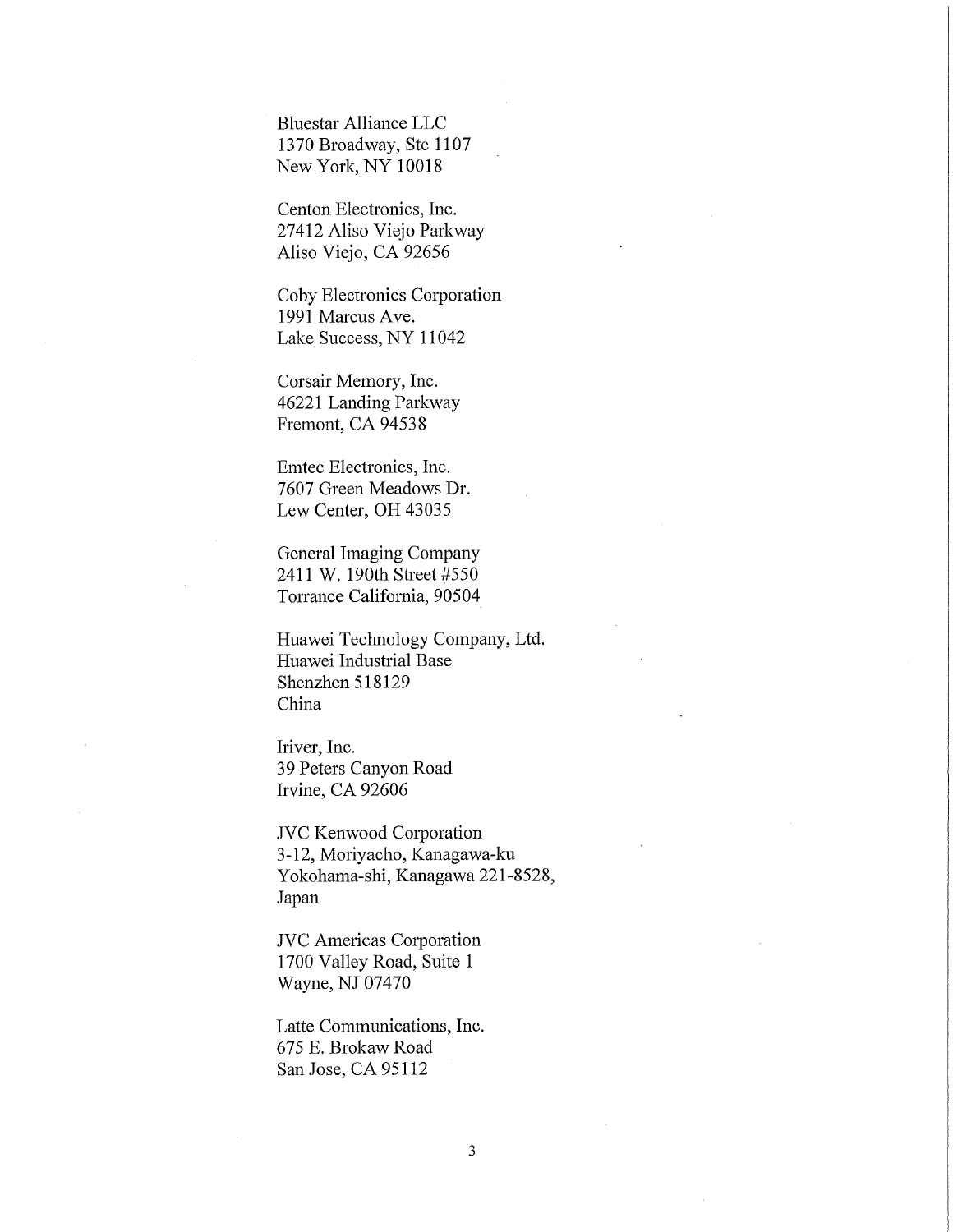Bluestar Alliance LLC
1370 Broadway, Ste 1107
New York, NY 10018

Centon Electronics, Inc.
27412 Aliso Viejo Parkway
Aliso Viejo, CA 92656

Coby Electronics Corporation
1991 Marcus Ave.
Lake Success, NY 11042

Corsair Memory, Inc.
46221 Landing Parkway
Fremont, CA 94538

Emtec Electronics, Inc.
7607 Green Meadows Dr.
Lew Center, OH 43035

General Imaging Company
2411 W. 190th Street #550
Torrance California, 90504

Huawei Technology Company, Ltd.
Huawei Industrial Base
Shenzhen 518129
China

Iriver, Inc.
39 Peters Canyon Road
Irvine, CA 92606

JVC Kenwood Corporation
3-12, Moriyacho, Kanagawa-ku
Yokohama-shi, Kanagawa 221-8528,
Japan

JVC Americas Corporation
1700 Valley Road, Suite 1
Wayne, NJ 07470

Latte Communications, Inc.
675 E. Brokaw Road
San Jose, CA 95112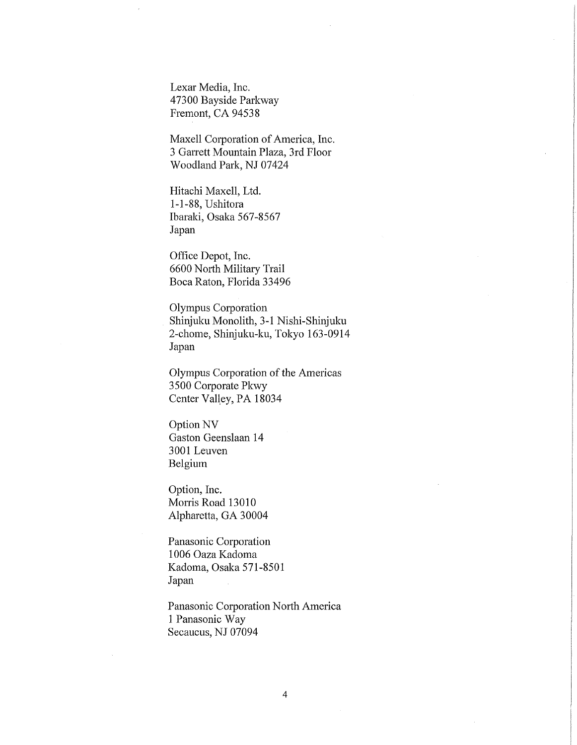Lexar Media, Inc.
47300 Bayside Parkway
Fremont, CA 94538

Maxell Corporation of America, Inc.
3 Garrett Mountain Plaza, 3rd Floor
Woodland Park, NJ 07424

Hitachi Maxell, Ltd.
1-1-88, Ushitora
Ibaraki, Osaka 567-8567
Japan

Office Depot, Inc.
6600 North Military Trail
Boca Raton, Florida 33496

Olympus Corporation
Shinjuku Monolith, 3-1 Nishi-Shinjuku
2-chome, Shinjuku-ku, Tokyo 163-0914
Japan

Olympus Corporation of the Americas
3500 Corporate Pkwy
Center Valley, PA 18034

Option NV
Gaston Geenslaan 14
3001 Leuven
Belgium

Option, Inc.
Morris Road 13010
Alpharetta, GA 30004

Panasonic Corporation
1006 Oaza Kadoma
Kadoma, Osaka 571-8501
Japan

Panasonic Corporation North America
1 Panasonic Way
Secaucus, NJ 07094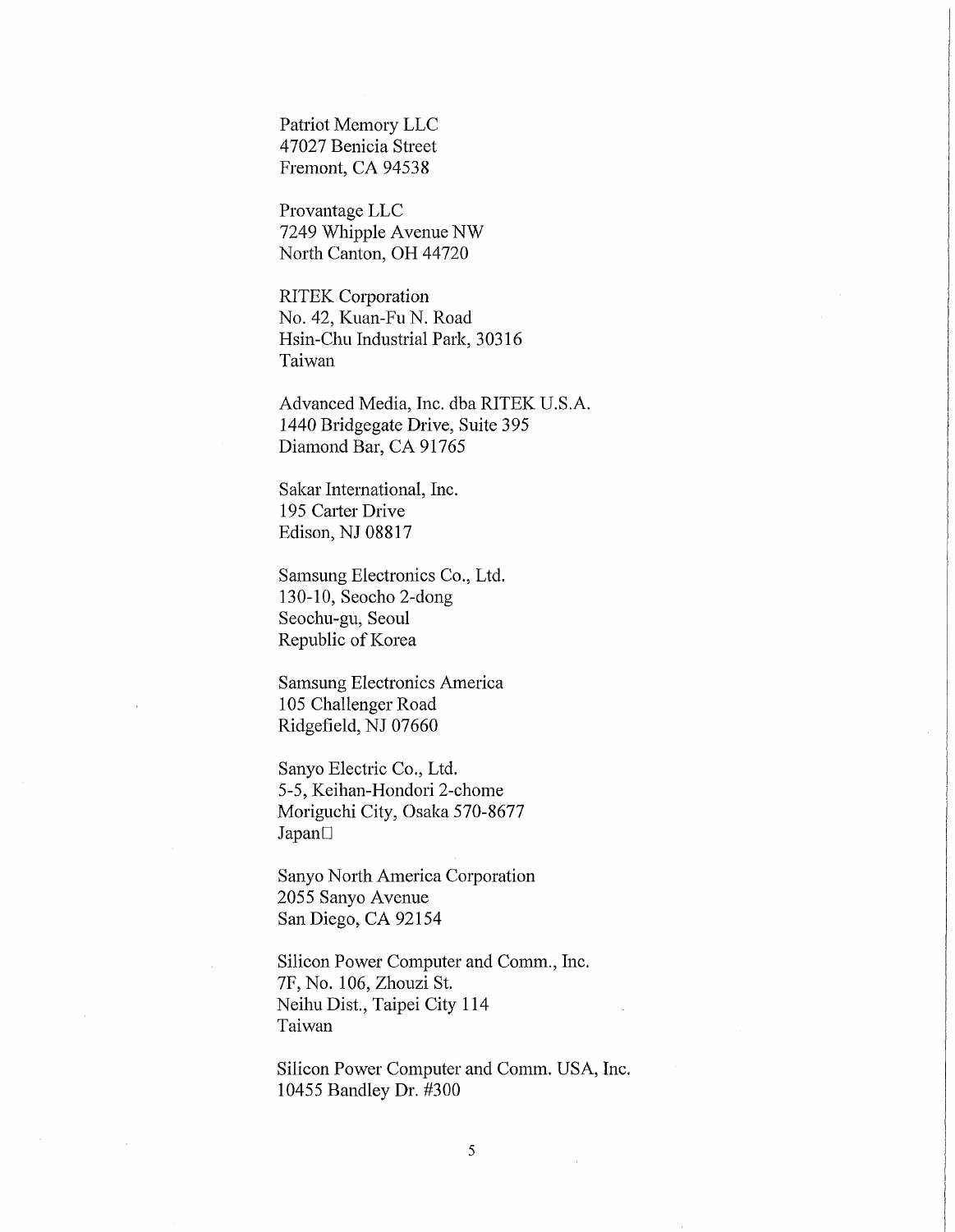Patriot Memory LLC
47027 Benicia Street
Fremont, CA 94538

Provantage LLC
7249 Whipple Avenue NW
North Canton, OH 44720

RITEK Corporation
No. 42, Kuan-Fu N. Road
Hsin-Chu Industrial Park, 30316
Taiwan

Advanced Media, Inc. dba RITEK U.S.A.
1440 Bridgegate Drive, Suite 395
Diamond Bar, CA 91765

Sakar International, Inc.
195 Carter Drive
Edison, NJ 08817

Samsung Electronics Co., Ltd.
130-10, Seocho 2-dong
Seochu-gu, Seoul
Republic of Korea

Samsung Electronics America
105 Challenger Road
Ridgefield, NJ 07660

Sanyo Electric Co., Ltd.
5-5, Keihan-Hondori 2-chome
Moriguchi City, Osaka 570-8677
Japan□

Sanyo North America Corporation
2055 Sanyo Avenue
San Diego, CA 92154

Silicon Power Computer and Comm., Inc.
7F, No. 106, Zhouzi St.
Neihu Dist., Taipei City 114
Taiwan

Silicon Power Computer and Comm. USA, Inc.
10455 Bandley Dr. #300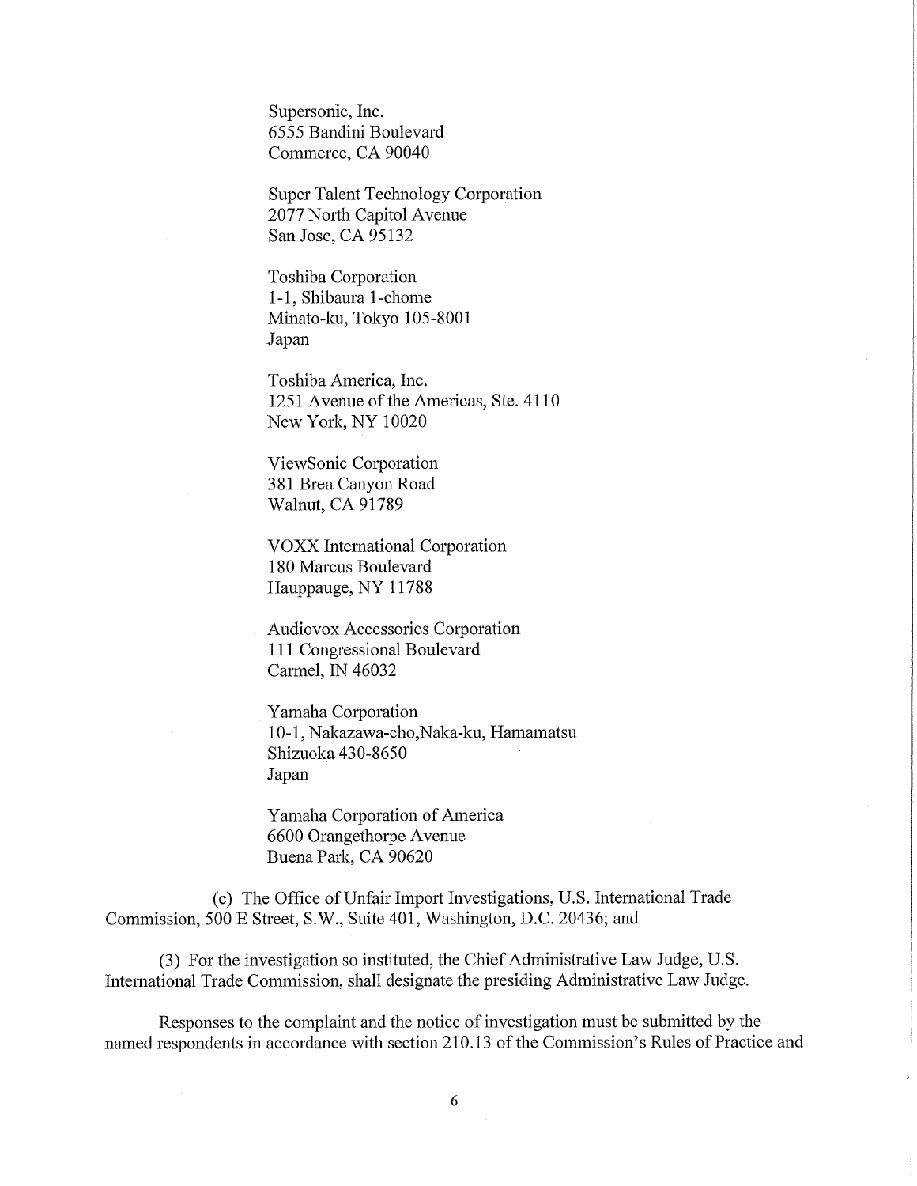Supersonic, Inc.
6555 Bandini Boulevard
Commerce, CA 90040

Super Talent Technology Corporation
2077 North Capitol Avenue
San Jose, CA 95132

Toshiba Corporation
1-1, Shibaura 1-chome
Minato-ku, Tokyo 105-8001
Japan

Toshiba America, Inc.
1251 Avenue of the Americas, Ste. 4110
New York, NY 10020

ViewSonic Corporation
381 Brea Canyon Road
Walnut, CA 91789

VOXX International Corporation
180 Marcus Boulevard
Hauppauge, NY 11788

Audiovox Accessories Corporation
111 Congressional Boulevard
Carmel, IN 46032

Yamaha Corporation
10-1, Nakazawa-cho,Naka-ku, Hamamatsu
Shizuoka 430-8650
Japan

Yamaha Corporation of America
6600 Orangethorpe Avenue
Buena Park, CA 90620

(c) The Office of Unfair Import Investigations, U.S. International Trade Commission, 500 E Street, S.W., Suite 401, Washington, D.C. 20436; and

(3) For the investigation so instituted, the Chief Administrative Law Judge, U.S. International Trade Commission, shall designate the presiding Administrative Law Judge.

Responses to the complaint and the notice of investigation must be submitted by the named respondents in accordance with section 210.13 of the Commission's Rules of Practice and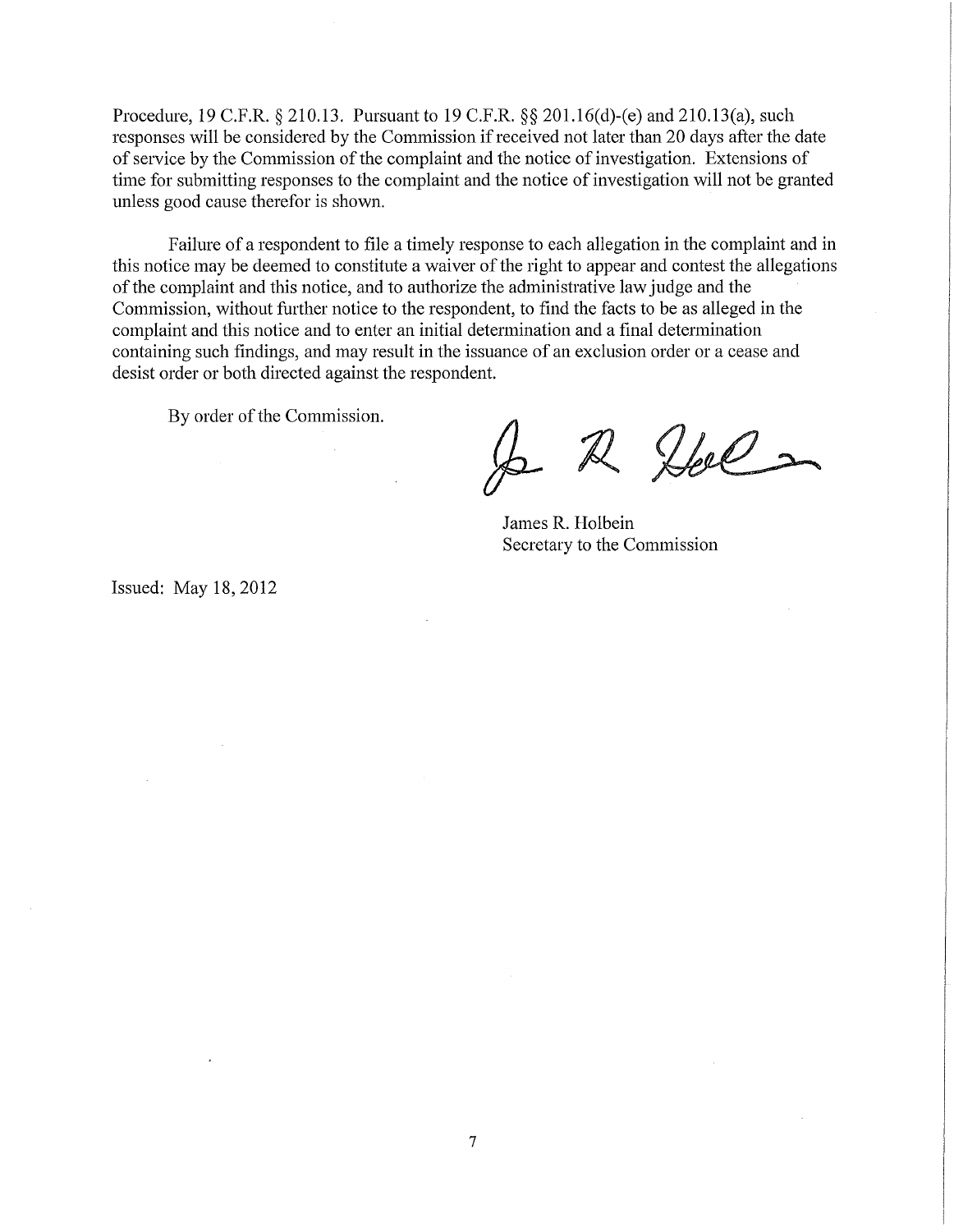Procedure, 19 C.F.R. § 210.13. Pursuant to 19 C.F.R. §§ 201.16(d)-(e) and 210.13(a), such responses will be considered by the Commission if received not later than 20 days after the date of service by the Commission of the complaint and the notice of investigation. Extensions of time for submitting responses to the complaint and the notice of investigation will not be granted unless good cause therefor is shown.

Failure of a respondent to file a timely response to each allegation in the complaint and in this notice may be deemed to constitute a waiver of the right to appear and contest the allegations of the complaint and this notice, and to authorize the administrative law judge and the Commission, without further notice to the respondent, to find the facts to be as alleged in the complaint and this notice and to enter an initial determination and a final determination containing such findings, and may result in the issuance of an exclusion order or a cease and desist order or both directed against the respondent.

By order of the Commission.

James R. Holbein
Secretary to the Commission

Issued: May 18, 2012